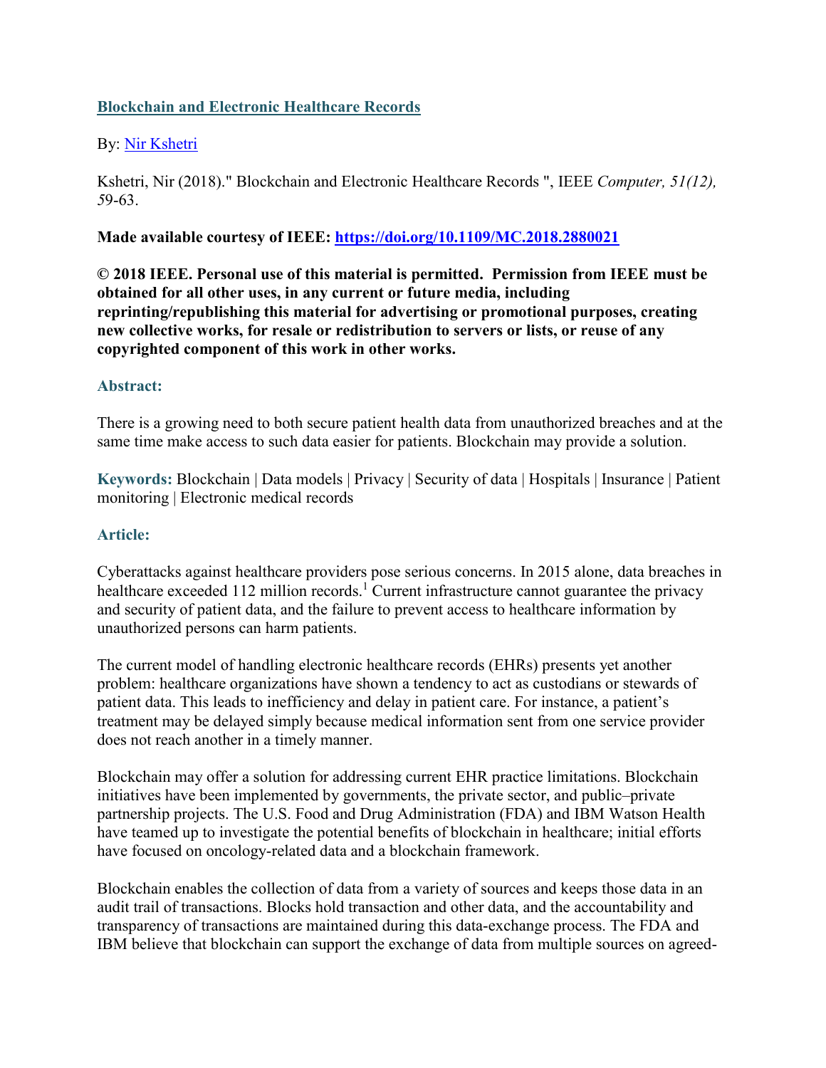# [Blockchain and Electronic Healthcare Records](#)

By: [Nir Kshetri](#)

Kshetri, Nir (2018)." Blockchain and Electronic Healthcare Records ", IEEE *Computer, 51(12), 5*9-63.

**Made available courtesy of IEEE: [https://doi.org/10.1109/MC.2018.2880021](https://doi.org/10.1109/MC.2018.2880021)**

**© 2018 IEEE. Personal use of this material is permitted. Permission from IEEE must be obtained for all other uses, in any current or future media, including reprinting/republishing this material for advertising or promotional purposes, creating new collective works, for resale or redistribution to servers or lists, or reuse of any copyrighted component of this work in other works.**

## Abstract:

There is a growing need to both secure patient health data from unauthorized breaches and at the same time make access to such data easier for patients. Blockchain may provide a solution.

**Keywords:** Blockchain | Data models | Privacy | Security of data | Hospitals | Insurance | Patient monitoring | Electronic medical records

## Article:

Cyberattacks against healthcare providers pose serious concerns. In 2015 alone, data breaches in healthcare exceeded 112 million records.[1] Current infrastructure cannot guarantee the privacy and security of patient data, and the failure to prevent access to healthcare information by unauthorized persons can harm patients.

The current model of handling electronic healthcare records (EHRs) presents yet another problem: healthcare organizations have shown a tendency to act as custodians or stewards of patient data. This leads to inefficiency and delay in patient care. For instance, a patient's treatment may be delayed simply because medical information sent from one service provider does not reach another in a timely manner.

Blockchain may offer a solution for addressing current EHR practice limitations. Blockchain initiatives have been implemented by governments, the private sector, and public–private partnership projects. The U.S. Food and Drug Administration (FDA) and IBM Watson Health have teamed up to investigate the potential benefits of blockchain in healthcare; initial efforts have focused on oncology-related data and a blockchain framework.

Blockchain enables the collection of data from a variety of sources and keeps those data in an audit trail of transactions. Blocks hold transaction and other data, and the accountability and transparency of transactions are maintained during this data-exchange process. The FDA and IBM believe that blockchain can support the exchange of data from multiple sources on agreed-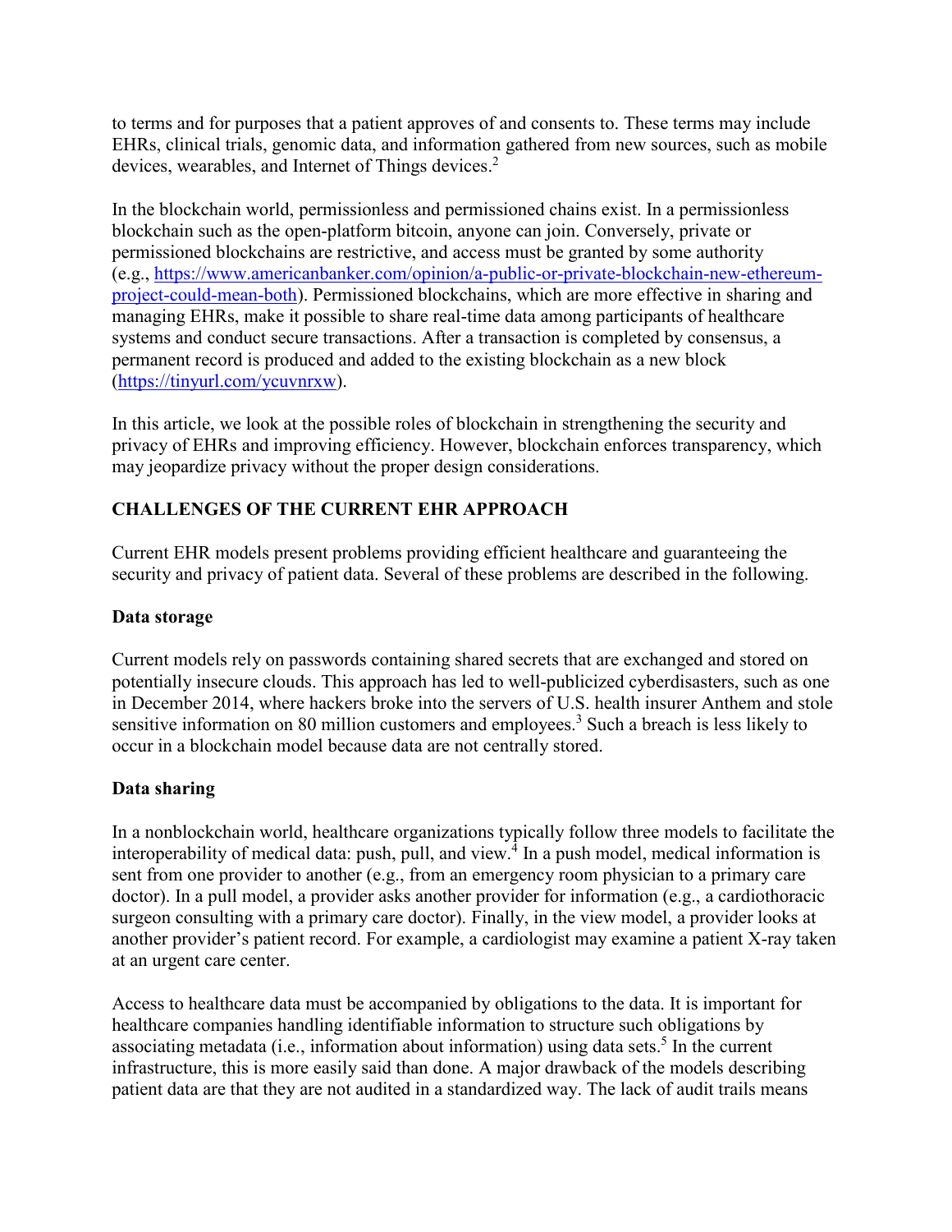to terms and for purposes that a patient approves of and consents to. These terms may include EHRs, clinical trials, genomic data, and information gathered from new sources, such as mobile devices, wearables, and Internet of Things devices.[2]

In the blockchain world, permissionless and permissioned chains exist. In a permissionless blockchain such as the open-platform bitcoin, anyone can join. Conversely, private or permissioned blockchains are restrictive, and access must be granted by some authority (e.g., https://www.americanbanker.com/opinion/a-public-or-private-blockchain-new-ethereum-project-could-mean-both). Permissioned blockchains, which are more effective in sharing and managing EHRs, make it possible to share real-time data among participants of healthcare systems and conduct secure transactions. After a transaction is completed by consensus, a permanent record is produced and added to the existing blockchain as a new block (https://tinyurl.com/ycuvnrxw).

In this article, we look at the possible roles of blockchain in strengthening the security and privacy of EHRs and improving efficiency. However, blockchain enforces transparency, which may jeopardize privacy without the proper design considerations.

## CHALLENGES OF THE CURRENT EHR APPROACH

Current EHR models present problems providing efficient healthcare and guaranteeing the security and privacy of patient data. Several of these problems are described in the following.

### Data storage

Current models rely on passwords containing shared secrets that are exchanged and stored on potentially insecure clouds. This approach has led to well-publicized cyberdisasters, such as one in December 2014, where hackers broke into the servers of U.S. health insurer Anthem and stole sensitive information on 80 million customers and employees.[3] Such a breach is less likely to occur in a blockchain model because data are not centrally stored.

### Data sharing

In a nonblockchain world, healthcare organizations typically follow three models to facilitate the interoperability of medical data: push, pull, and view.[4] In a push model, medical information is sent from one provider to another (e.g., from an emergency room physician to a primary care doctor). In a pull model, a provider asks another provider for information (e.g., a cardiothoracic surgeon consulting with a primary care doctor). Finally, in the view model, a provider looks at another provider's patient record. For example, a cardiologist may examine a patient X-ray taken at an urgent care center.

Access to healthcare data must be accompanied by obligations to the data. It is important for healthcare companies handling identifiable information to structure such obligations by associating metadata (i.e., information about information) using data sets.[5] In the current infrastructure, this is more easily said than done. A major drawback of the models describing patient data are that they are not audited in a standardized way. The lack of audit trails means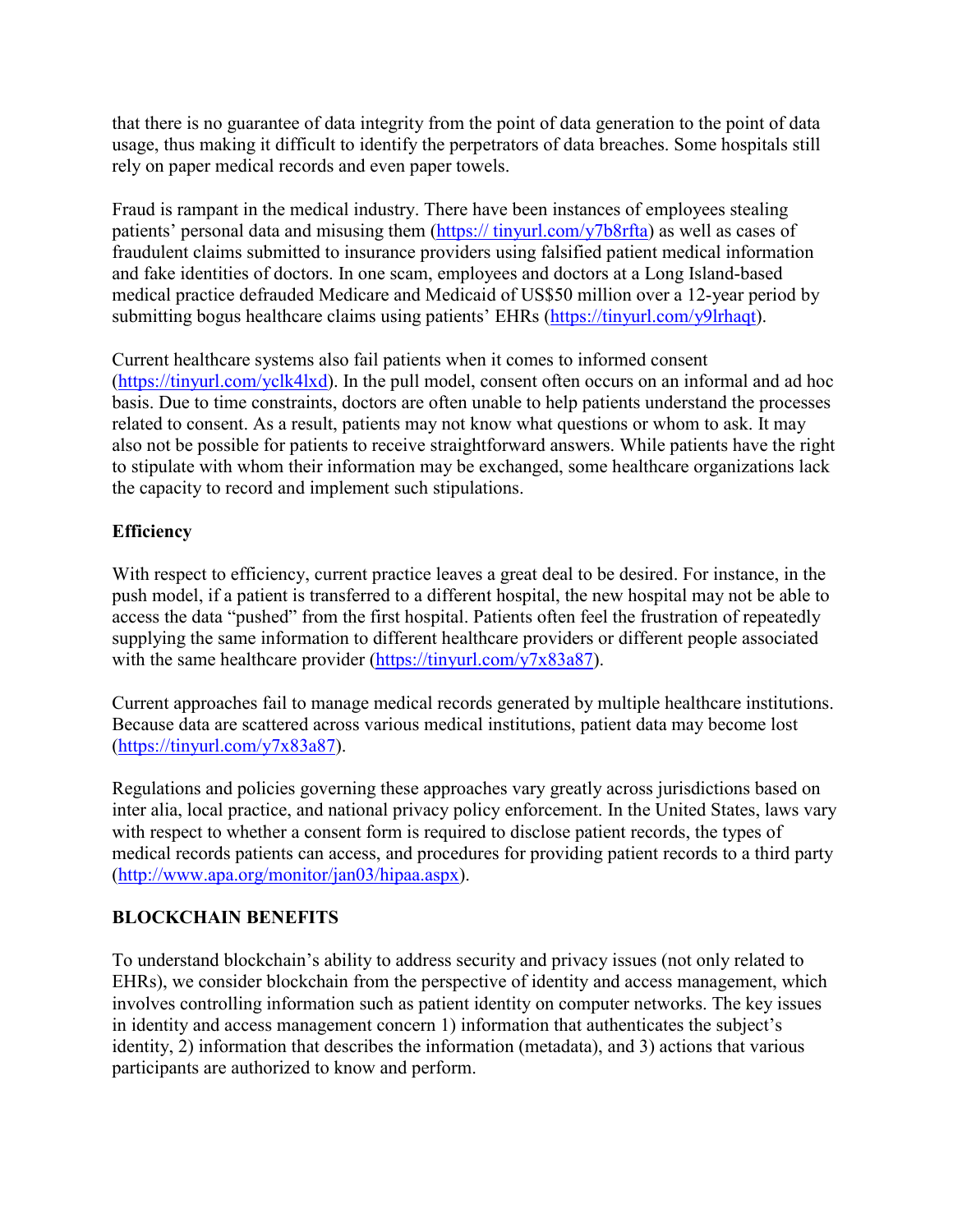that there is no guarantee of data integrity from the point of data generation to the point of data usage, thus making it difficult to identify the perpetrators of data breaches. Some hospitals still rely on paper medical records and even paper towels.

Fraud is rampant in the medical industry. There have been instances of employees stealing patients' personal data and misusing them (https:// tinyurl.com/y7b8rfta) as well as cases of fraudulent claims submitted to insurance providers using falsified patient medical information and fake identities of doctors. In one scam, employees and doctors at a Long Island-based medical practice defrauded Medicare and Medicaid of US$50 million over a 12-year period by submitting bogus healthcare claims using patients' EHRs (https://tinyurl.com/y9lrhaqt).

Current healthcare systems also fail patients when it comes to informed consent (https://tinyurl.com/yclk4lxd). In the pull model, consent often occurs on an informal and ad hoc basis. Due to time constraints, doctors are often unable to help patients understand the processes related to consent. As a result, patients may not know what questions or whom to ask. It may also not be possible for patients to receive straightforward answers. While patients have the right to stipulate with whom their information may be exchanged, some healthcare organizations lack the capacity to record and implement such stipulations.

### Efficiency

With respect to efficiency, current practice leaves a great deal to be desired. For instance, in the push model, if a patient is transferred to a different hospital, the new hospital may not be able to access the data "pushed" from the first hospital. Patients often feel the frustration of repeatedly supplying the same information to different healthcare providers or different people associated with the same healthcare provider (https://tinyurl.com/y7x83a87).

Current approaches fail to manage medical records generated by multiple healthcare institutions. Because data are scattered across various medical institutions, patient data may become lost (https://tinyurl.com/y7x83a87).

Regulations and policies governing these approaches vary greatly across jurisdictions based on inter alia, local practice, and national privacy policy enforcement. In the United States, laws vary with respect to whether a consent form is required to disclose patient records, the types of medical records patients can access, and procedures for providing patient records to a third party (http://www.apa.org/monitor/jan03/hipaa.aspx).

## BLOCKCHAIN BENEFITS

To understand blockchain's ability to address security and privacy issues (not only related to EHRs), we consider blockchain from the perspective of identity and access management, which involves controlling information such as patient identity on computer networks. The key issues in identity and access management concern 1) information that authenticates the subject's identity, 2) information that describes the information (metadata), and 3) actions that various participants are authorized to know and perform.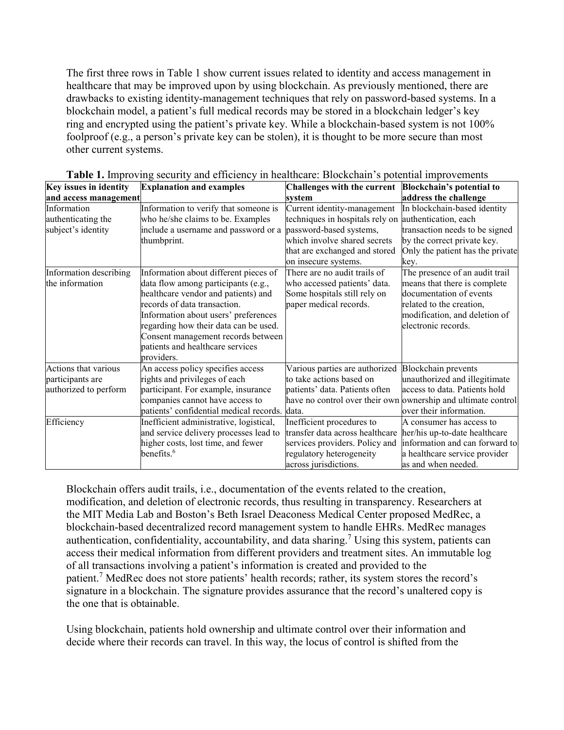The first three rows in Table 1 show current issues related to identity and access management in healthcare that may be improved upon by using blockchain. As previously mentioned, there are drawbacks to existing identity-management techniques that rely on password-based systems. In a blockchain model, a patient's full medical records may be stored in a blockchain ledger's key ring and encrypted using the patient's private key. While a blockchain-based system is not 100% foolproof (e.g., a person's private key can be stolen), it is thought to be more secure than most other current systems.

**Table 1.** Improving security and efficiency in healthcare: Blockchain's potential improvements

| Key issues in identity and access management | Explanation and examples | Challenges with the current system | Blockchain's potential to address the challenge |
|---|---|---|---|
| Information authenticating the subject's identity | Information to verify that someone is who he/she claims to be. Examples include a username and password or a thumbprint. | Current identity-management techniques in hospitals rely on password-based systems, which involve shared secrets that are exchanged and stored on insecure systems. | In blockchain-based identity authentication, each transaction needs to be signed by the correct private key. Only the patient has the private key. |
| Information describing the information | Information about different pieces of data flow among participants (e.g., healthcare vendor and patients) and records of data transaction. Information about users' preferences regarding how their data can be used. Consent management records between patients and healthcare services providers. | There are no audit trails of who accessed patients' data. Some hospitals still rely on paper medical records. | The presence of an audit trail means that there is complete documentation of events related to the creation, modification, and deletion of electronic records. |
| Actions that various participants are authorized to perform | An access policy specifies access rights and privileges of each participant. For example, insurance companies cannot have access to patients' confidential medical records. | Various parties are authorized to take actions based on patients' data. Patients often have no control over their own data. | Blockchain prevents unauthorized and illegitimate access to data. Patients hold ownership and ultimate control over their information. |
| Efficiency | Inefficient administrative, logistical, and service delivery processes lead to higher costs, lost time, and fewer benefits.[6] | Inefficient procedures to transfer data across healthcare services providers. Policy and regulatory heterogeneity across jurisdictions. | A consumer has access to her/his up-to-date healthcare information and can forward to a healthcare service provider as and when needed. |

Blockchain offers audit trails, i.e., documentation of the events related to the creation, modification, and deletion of electronic records, thus resulting in transparency. Researchers at the MIT Media Lab and Boston's Beth Israel Deaconess Medical Center proposed MedRec, a blockchain-based decentralized record management system to handle EHRs. MedRec manages authentication, confidentiality, accountability, and data sharing.[7] Using this system, patients can access their medical information from different providers and treatment sites. An immutable log of all transactions involving a patient's information is created and provided to the patient.[7] MedRec does not store patients' health records; rather, its system stores the record's signature in a blockchain. The signature provides assurance that the record's unaltered copy is the one that is obtainable.

Using blockchain, patients hold ownership and ultimate control over their information and decide where their records can travel. In this way, the locus of control is shifted from the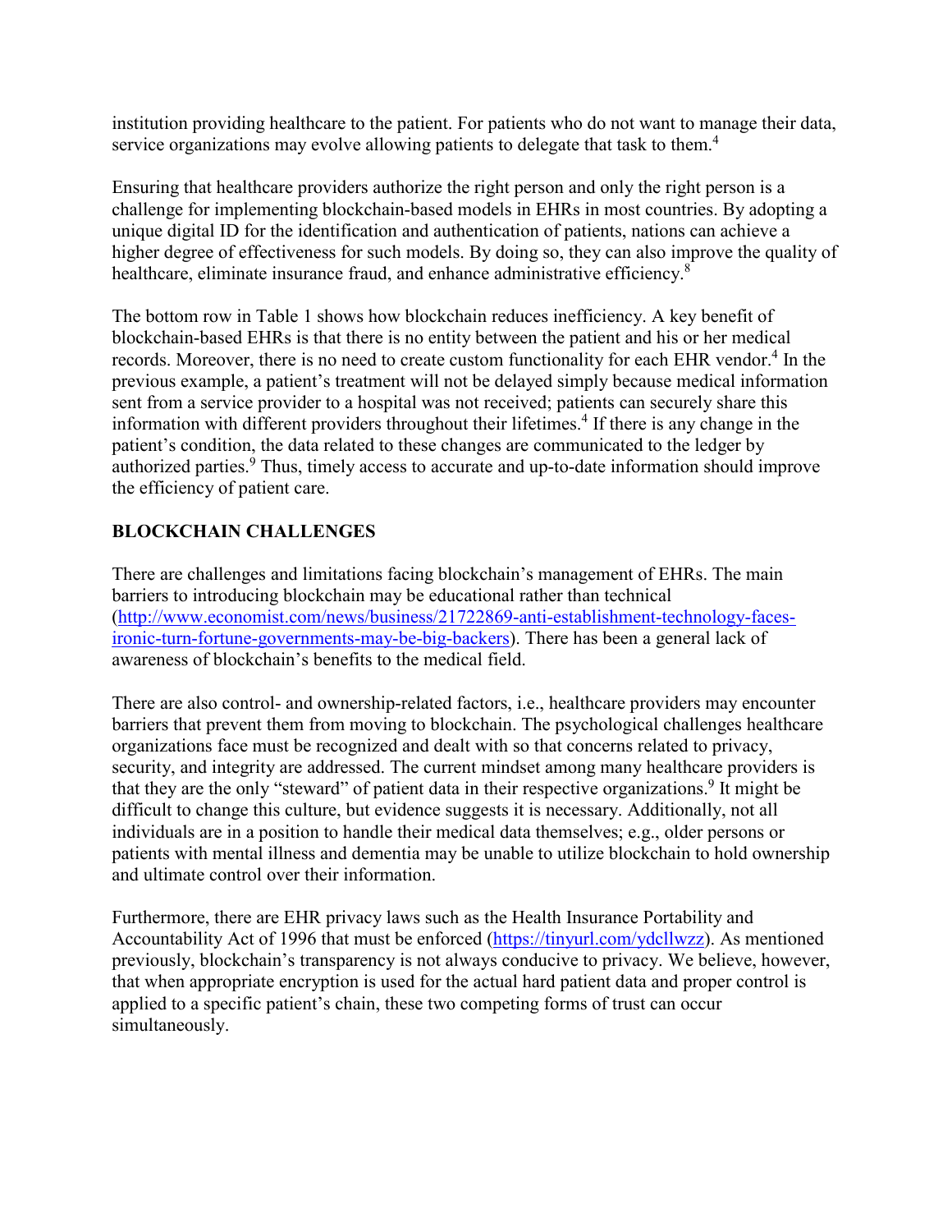institution providing healthcare to the patient. For patients who do not want to manage their data, service organizations may evolve allowing patients to delegate that task to them.[4]

Ensuring that healthcare providers authorize the right person and only the right person is a challenge for implementing blockchain-based models in EHRs in most countries. By adopting a unique digital ID for the identification and authentication of patients, nations can achieve a higher degree of effectiveness for such models. By doing so, they can also improve the quality of healthcare, eliminate insurance fraud, and enhance administrative efficiency.[8]

The bottom row in Table 1 shows how blockchain reduces inefficiency. A key benefit of blockchain-based EHRs is that there is no entity between the patient and his or her medical records. Moreover, there is no need to create custom functionality for each EHR vendor.[4] In the previous example, a patient's treatment will not be delayed simply because medical information sent from a service provider to a hospital was not received; patients can securely share this information with different providers throughout their lifetimes.[4] If there is any change in the patient's condition, the data related to these changes are communicated to the ledger by authorized parties.[9] Thus, timely access to accurate and up-to-date information should improve the efficiency of patient care.

## BLOCKCHAIN CHALLENGES

There are challenges and limitations facing blockchain's management of EHRs. The main barriers to introducing blockchain may be educational rather than technical (http://www.economist.com/news/business/21722869-anti-establishment-technology-faces-ironic-turn-fortune-governments-may-be-big-backers). There has been a general lack of awareness of blockchain's benefits to the medical field.

There are also control- and ownership-related factors, i.e., healthcare providers may encounter barriers that prevent them from moving to blockchain. The psychological challenges healthcare organizations face must be recognized and dealt with so that concerns related to privacy, security, and integrity are addressed. The current mindset among many healthcare providers is that they are the only "steward" of patient data in their respective organizations.[9] It might be difficult to change this culture, but evidence suggests it is necessary. Additionally, not all individuals are in a position to handle their medical data themselves; e.g., older persons or patients with mental illness and dementia may be unable to utilize blockchain to hold ownership and ultimate control over their information.

Furthermore, there are EHR privacy laws such as the Health Insurance Portability and Accountability Act of 1996 that must be enforced (https://tinyurl.com/ydcllwzz). As mentioned previously, blockchain's transparency is not always conducive to privacy. We believe, however, that when appropriate encryption is used for the actual hard patient data and proper control is applied to a specific patient's chain, these two competing forms of trust can occur simultaneously.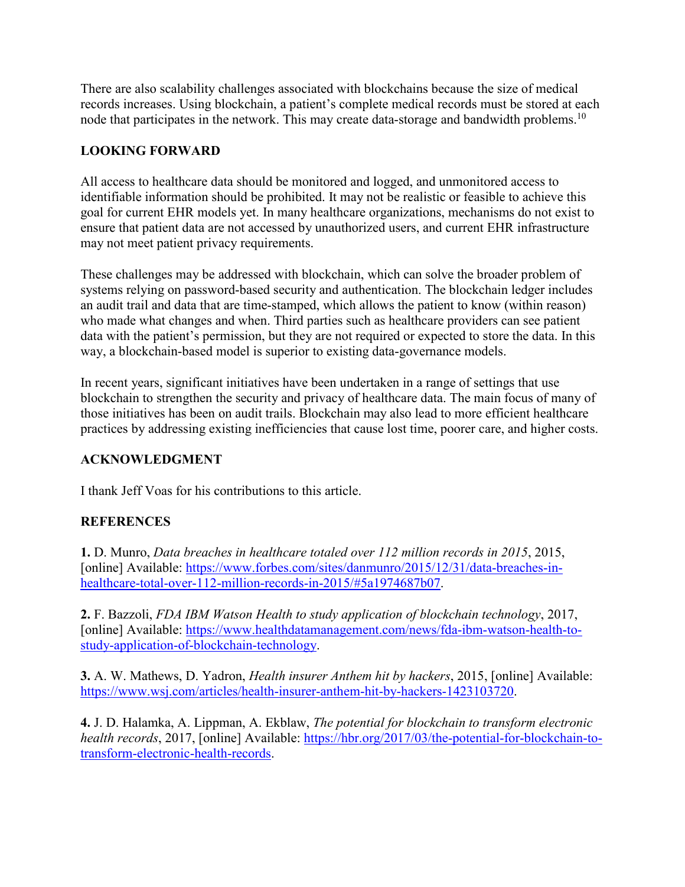There are also scalability challenges associated with blockchains because the size of medical records increases. Using blockchain, a patient's complete medical records must be stored at each node that participates in the network. This may create data-storage and bandwidth problems.[10]

## LOOKING FORWARD

All access to healthcare data should be monitored and logged, and unmonitored access to identifiable information should be prohibited. It may not be realistic or feasible to achieve this goal for current EHR models yet. In many healthcare organizations, mechanisms do not exist to ensure that patient data are not accessed by unauthorized users, and current EHR infrastructure may not meet patient privacy requirements.

These challenges may be addressed with blockchain, which can solve the broader problem of systems relying on password-based security and authentication. The blockchain ledger includes an audit trail and data that are time-stamped, which allows the patient to know (within reason) who made what changes and when. Third parties such as healthcare providers can see patient data with the patient's permission, but they are not required or expected to store the data. In this way, a blockchain-based model is superior to existing data-governance models.

In recent years, significant initiatives have been undertaken in a range of settings that use blockchain to strengthen the security and privacy of healthcare data. The main focus of many of those initiatives has been on audit trails. Blockchain may also lead to more efficient healthcare practices by addressing existing inefficiencies that cause lost time, poorer care, and higher costs.

## ACKNOWLEDGMENT

I thank Jeff Voas for his contributions to this article.

## REFERENCES

**1.** D. Munro, *Data breaches in healthcare totaled over 112 million records in 2015*, 2015, [online] Available: https://www.forbes.com/sites/danmunro/2015/12/31/data-breaches-in-healthcare-total-over-112-million-records-in-2015/#5a1974687b07.

**2.** F. Bazzoli, *FDA IBM Watson Health to study application of blockchain technology*, 2017, [online] Available: https://www.healthdatamanagement.com/news/fda-ibm-watson-health-to-study-application-of-blockchain-technology.

**3.** A. W. Mathews, D. Yadron, *Health insurer Anthem hit by hackers*, 2015, [online] Available: https://www.wsj.com/articles/health-insurer-anthem-hit-by-hackers-1423103720.

**4.** J. D. Halamka, A. Lippman, A. Ekblaw, *The potential for blockchain to transform electronic health records*, 2017, [online] Available: https://hbr.org/2017/03/the-potential-for-blockchain-to-transform-electronic-health-records.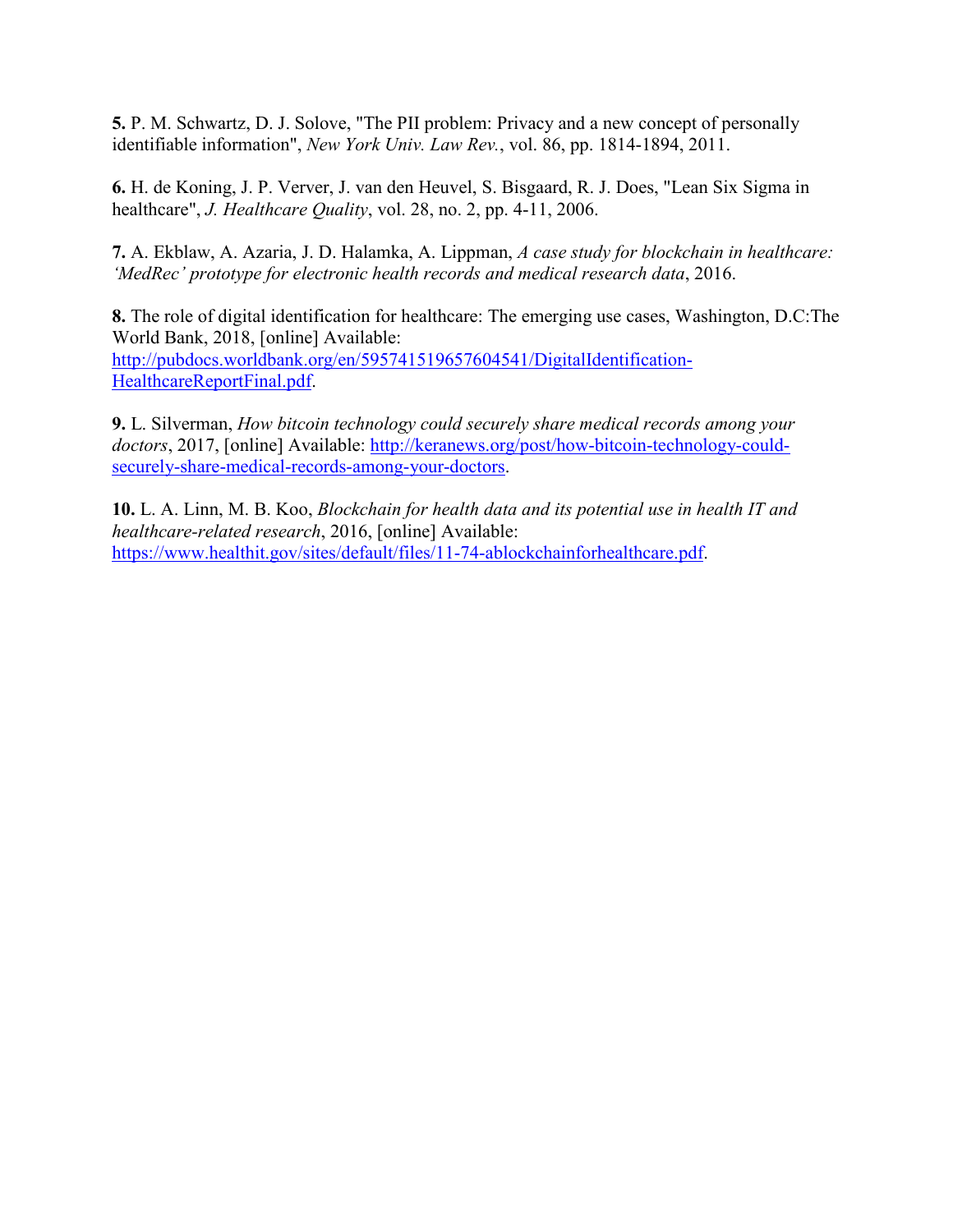**5.** P. M. Schwartz, D. J. Solove, "The PII problem: Privacy and a new concept of personally identifiable information", *New York Univ. Law Rev.*, vol. 86, pp. 1814-1894, 2011.

**6.** H. de Koning, J. P. Verver, J. van den Heuvel, S. Bisgaard, R. J. Does, "Lean Six Sigma in healthcare", *J. Healthcare Quality*, vol. 28, no. 2, pp. 4-11, 2006.

**7.** A. Ekblaw, A. Azaria, J. D. Halamka, A. Lippman, *A case study for blockchain in healthcare: 'MedRec' prototype for electronic health records and medical research data*, 2016.

**8.** The role of digital identification for healthcare: The emerging use cases, Washington, D.C:The World Bank, 2018, [online] Available: [http://pubdocs.worldbank.org/en/595741519657604541/DigitalIdentification-HealthcareReportFinal.pdf](http://pubdocs.worldbank.org/en/595741519657604541/DigitalIdentification-HealthcareReportFinal.pdf).

**9.** L. Silverman, *How bitcoin technology could securely share medical records among your doctors*, 2017, [online] Available: [http://keranews.org/post/how-bitcoin-technology-could-securely-share-medical-records-among-your-doctors](http://keranews.org/post/how-bitcoin-technology-could-securely-share-medical-records-among-your-doctors).

**10.** L. A. Linn, M. B. Koo, *Blockchain for health data and its potential use in health IT and healthcare-related research*, 2016, [online] Available: [https://www.healthit.gov/sites/default/files/11-74-ablockchainforhealthcare.pdf](https://www.healthit.gov/sites/default/files/11-74-ablockchainforhealthcare.pdf).